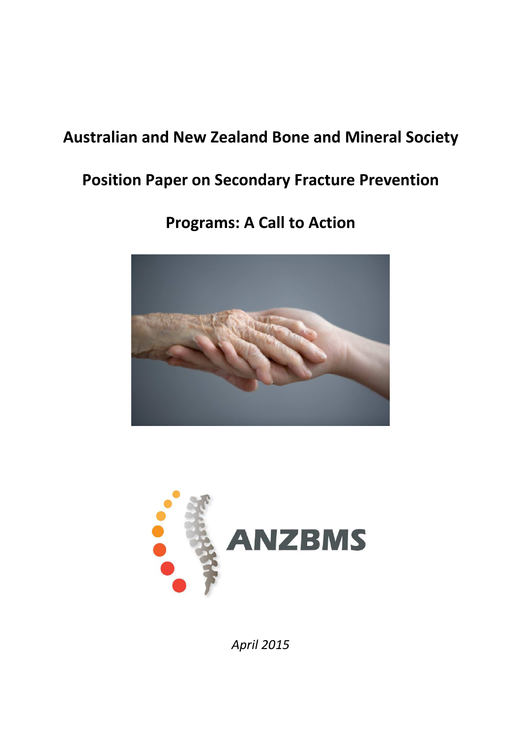# Australian and New Zealand Bone and Mineral Society

# Position Paper on Secondary Fracture Prevention Programs: A Call to Action

ANZBMS

*April 2015*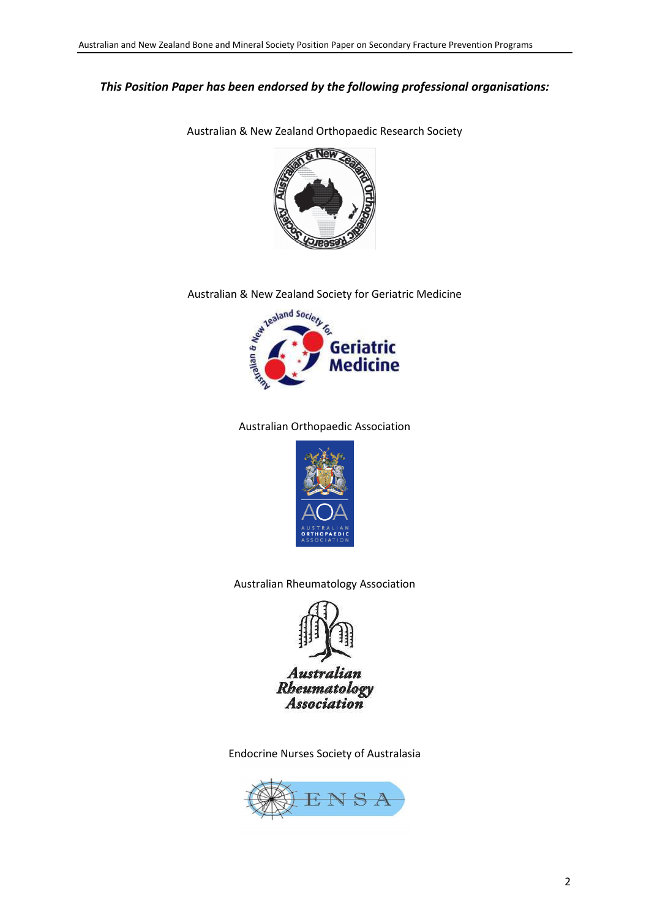***This Position Paper has been endorsed by the following professional organisations:***

Australian & New Zealand Orthopaedic Research Society

Australian & New Zealand Society for Geriatric Medicine

Australian Orthopaedic Association

Australian Rheumatology Association

Endocrine Nurses Society of Australasia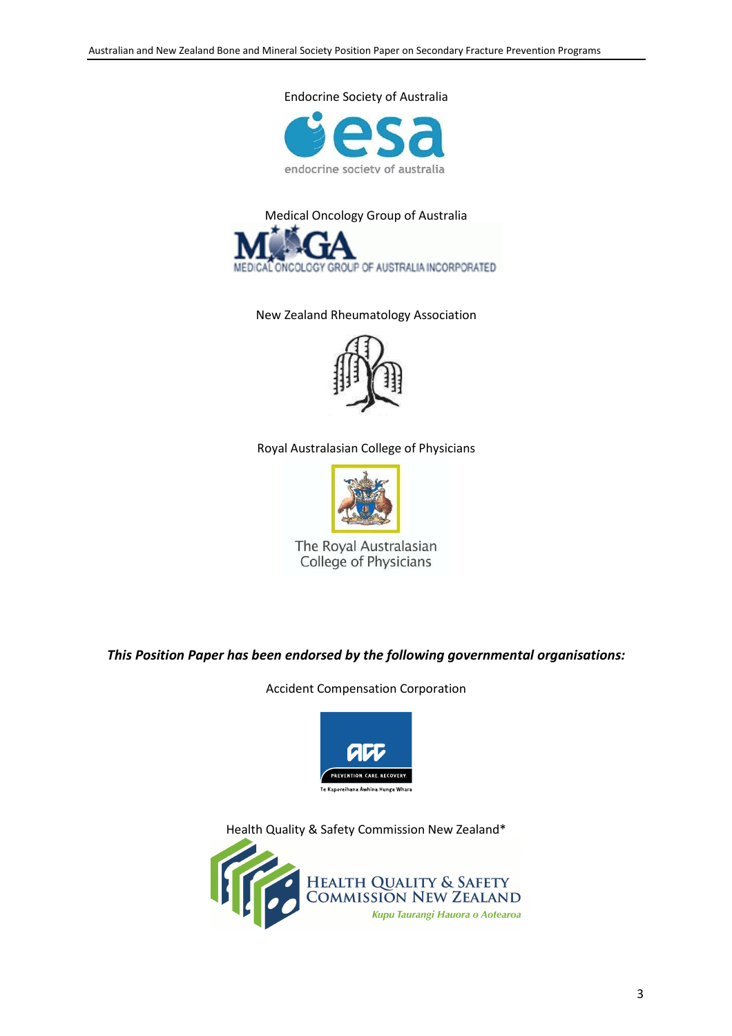Endocrine Society of Australia

Medical Oncology Group of Australia

New Zealand Rheumatology Association

Royal Australasian College of Physicians

***This Position Paper has been endorsed by the following governmental organisations:***

Accident Compensation Corporation

Health Quality & Safety Commission New Zealand*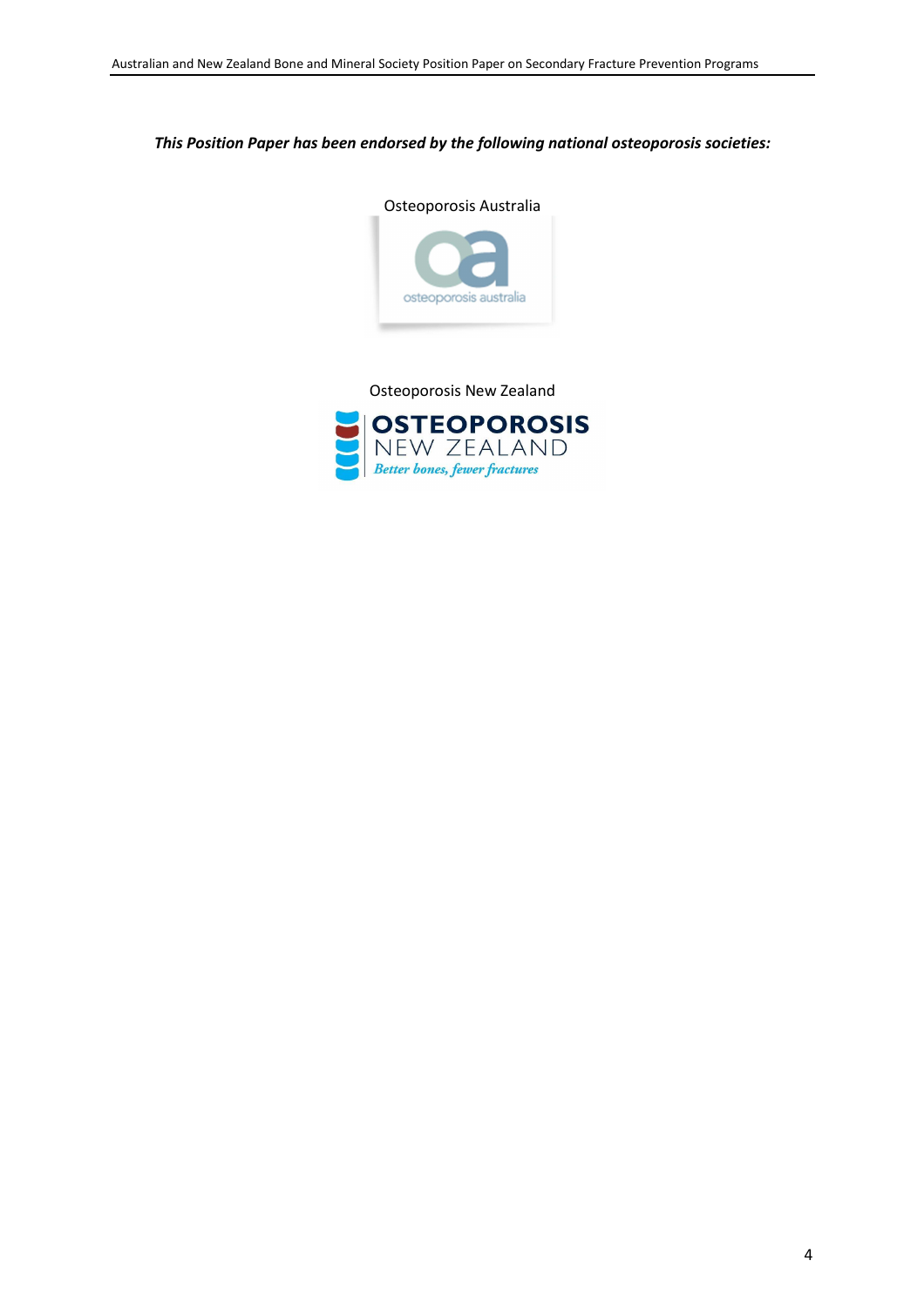***This Position Paper has been endorsed by the following national osteoporosis societies:***

Osteoporosis Australia

Osteoporosis New Zealand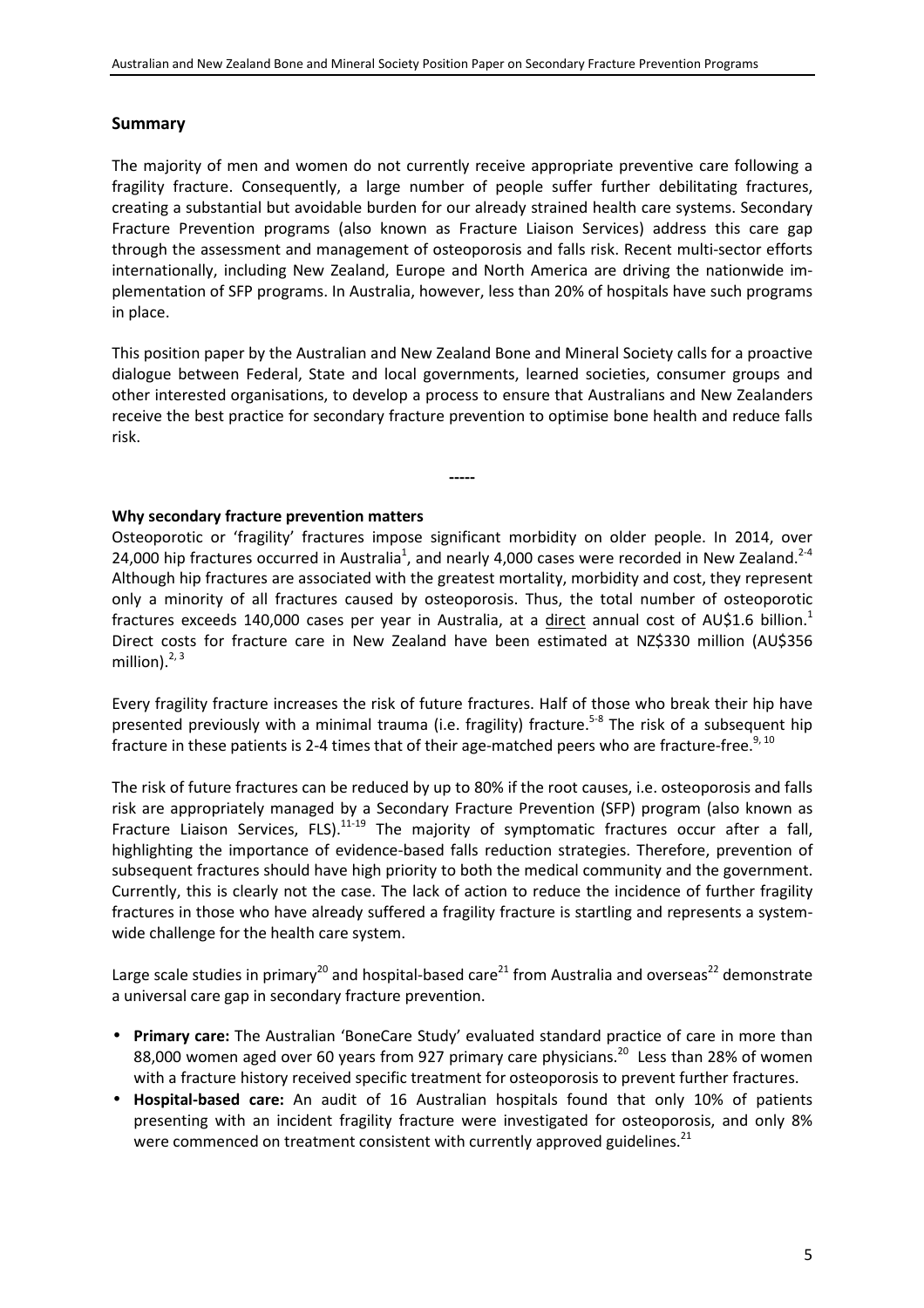## Summary

The majority of men and women do not currently receive appropriate preventive care following a fragility fracture. Consequently, a large number of people suffer further debilitating fractures, creating a substantial but avoidable burden for our already strained health care systems. Secondary Fracture Prevention programs (also known as Fracture Liaison Services) address this care gap through the assessment and management of osteoporosis and falls risk. Recent multi-sector efforts internationally, including New Zealand, Europe and North America are driving the nationwide implementation of SFP programs. In Australia, however, less than 20% of hospitals have such programs in place.

This position paper by the Australian and New Zealand Bone and Mineral Society calls for a proactive dialogue between Federal, State and local governments, learned societies, consumer groups and other interested organisations, to develop a process to ensure that Australians and New Zealanders receive the best practice for secondary fracture prevention to optimise bone health and reduce falls risk.

-----

**Why secondary fracture prevention matters**

Osteoporotic or 'fragility' fractures impose significant morbidity on older people. In 2014, over 24,000 hip fractures occurred in Australia[1], and nearly 4,000 cases were recorded in New Zealand.[2-4] Although hip fractures are associated with the greatest mortality, morbidity and cost, they represent only a minority of all fractures caused by osteoporosis. Thus, the total number of osteoporotic fractures exceeds 140,000 cases per year in Australia, at a direct annual cost of AU$1.6 billion.[1] Direct costs for fracture care in New Zealand have been estimated at NZ$330 million (AU$356 million).[2, 3]

Every fragility fracture increases the risk of future fractures. Half of those who break their hip have presented previously with a minimal trauma (i.e. fragility) fracture.[5-8] The risk of a subsequent hip fracture in these patients is 2-4 times that of their age-matched peers who are fracture-free.[9, 10]

The risk of future fractures can be reduced by up to 80% if the root causes, i.e. osteoporosis and falls risk are appropriately managed by a Secondary Fracture Prevention (SFP) program (also known as Fracture Liaison Services, FLS).[11-19] The majority of symptomatic fractures occur after a fall, highlighting the importance of evidence-based falls reduction strategies. Therefore, prevention of subsequent fractures should have high priority to both the medical community and the government. Currently, this is clearly not the case. The lack of action to reduce the incidence of further fragility fractures in those who have already suffered a fragility fracture is startling and represents a system-wide challenge for the health care system.

Large scale studies in primary[20] and hospital-based care[21] from Australia and overseas[22] demonstrate a universal care gap in secondary fracture prevention.

- **Primary care:** The Australian 'BoneCare Study' evaluated standard practice of care in more than 88,000 women aged over 60 years from 927 primary care physicians.[20] Less than 28% of women with a fracture history received specific treatment for osteoporosis to prevent further fractures.
- **Hospital-based care:** An audit of 16 Australian hospitals found that only 10% of patients presenting with an incident fragility fracture were investigated for osteoporosis, and only 8% were commenced on treatment consistent with currently approved guidelines.[21]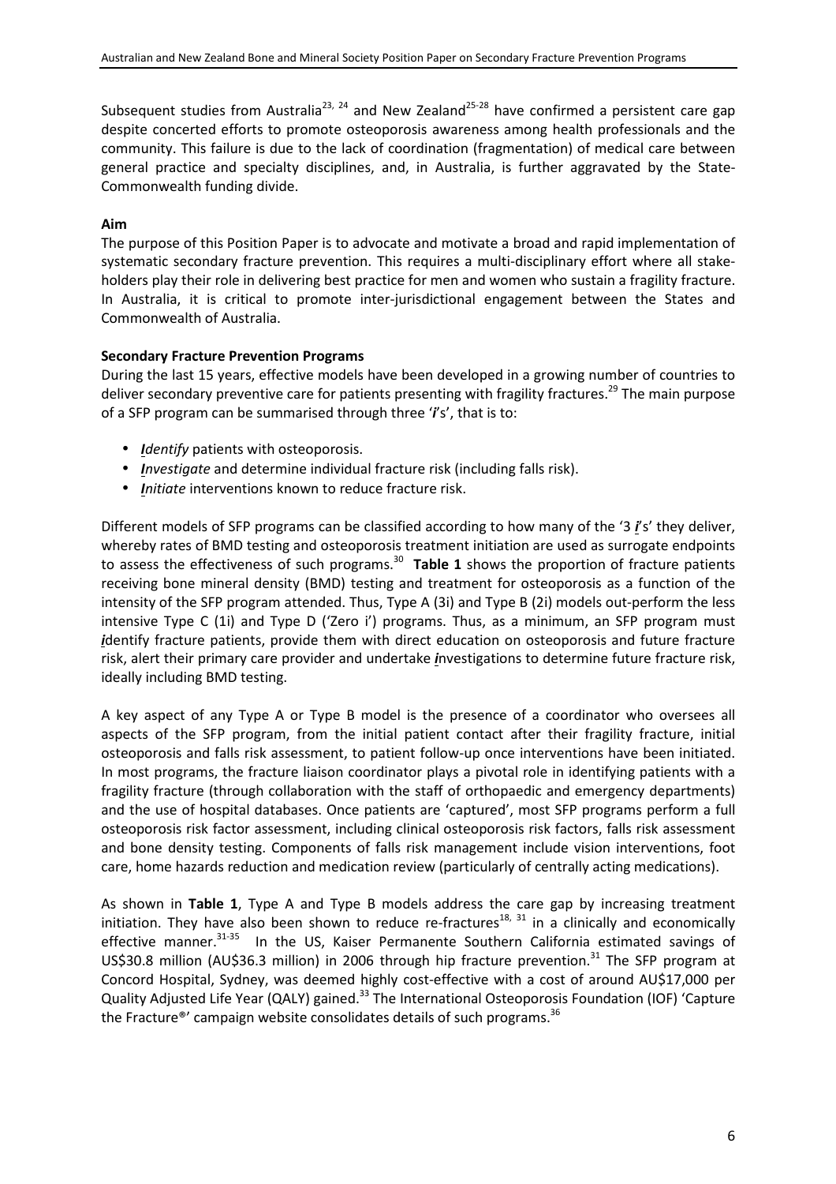Subsequent studies from Australia[23, 24] and New Zealand[25-28] have confirmed a persistent care gap despite concerted efforts to promote osteoporosis awareness among health professionals and the community. This failure is due to the lack of coordination (fragmentation) of medical care between general practice and specialty disciplines, and, in Australia, is further aggravated by the State-Commonwealth funding divide.

**Aim**

The purpose of this Position Paper is to advocate and motivate a broad and rapid implementation of systematic secondary fracture prevention. This requires a multi-disciplinary effort where all stake-holders play their role in delivering best practice for men and women who sustain a fragility fracture. In Australia, it is critical to promote inter-jurisdictional engagement between the States and Commonwealth of Australia.

**Secondary Fracture Prevention Programs**

During the last 15 years, effective models have been developed in a growing number of countries to deliver secondary preventive care for patients presenting with fragility fractures.[29] The main purpose of a SFP program can be summarised through three '***i***'s', that is to:

- ***I****dentify* patients with osteoporosis.
- ***I****nvestigate* and determine individual fracture risk (including falls risk).
- ***I****nitiate* interventions known to reduce fracture risk.

Different models of SFP programs can be classified according to how many of the '3 ***i***'s' they deliver, whereby rates of BMD testing and osteoporosis treatment initiation are used as surrogate endpoints to assess the effectiveness of such programs.[30] **Table 1** shows the proportion of fracture patients receiving bone mineral density (BMD) testing and treatment for osteoporosis as a function of the intensity of the SFP program attended. Thus, Type A (3i) and Type B (2i) models out-perform the less intensive Type C (1i) and Type D ('Zero i') programs. Thus, as a minimum, an SFP program must ***i***dentify fracture patients, provide them with direct education on osteoporosis and future fracture risk, alert their primary care provider and undertake ***i***nvestigations to determine future fracture risk, ideally including BMD testing.

A key aspect of any Type A or Type B model is the presence of a coordinator who oversees all aspects of the SFP program, from the initial patient contact after their fragility fracture, initial osteoporosis and falls risk assessment, to patient follow-up once interventions have been initiated. In most programs, the fracture liaison coordinator plays a pivotal role in identifying patients with a fragility fracture (through collaboration with the staff of orthopaedic and emergency departments) and the use of hospital databases. Once patients are 'captured', most SFP programs perform a full osteoporosis risk factor assessment, including clinical osteoporosis risk factors, falls risk assessment and bone density testing. Components of falls risk management include vision interventions, foot care, home hazards reduction and medication review (particularly of centrally acting medications).

As shown in **Table 1**, Type A and Type B models address the care gap by increasing treatment initiation. They have also been shown to reduce re-fractures[18, 31] in a clinically and economically effective manner.[31-35] In the US, Kaiser Permanente Southern California estimated savings of US$30.8 million (AU$36.3 million) in 2006 through hip fracture prevention.[31] The SFP program at Concord Hospital, Sydney, was deemed highly cost-effective with a cost of around AU$17,000 per Quality Adjusted Life Year (QALY) gained.[33] The International Osteoporosis Foundation (IOF) 'Capture the Fracture®' campaign website consolidates details of such programs.[36]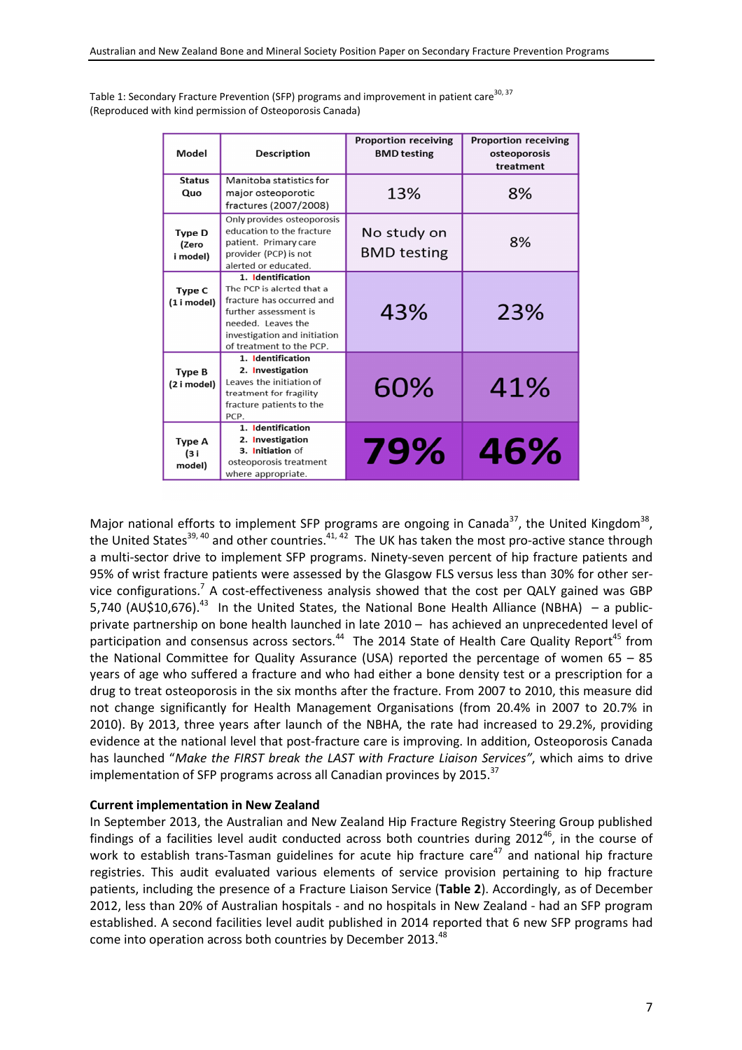Table 1: Secondary Fracture Prevention (SFP) programs and improvement in patient care[30, 37]
(Reproduced with kind permission of Osteoporosis Canada)

| Model | Description | Proportion receiving BMD testing | Proportion receiving osteoporosis treatment |
|---|---|---|---|
| Status Quo | Manitoba statistics for major osteoporotic fractures (2007/2008) | 13% | 8% |
| Type D (Zero i model) | Only provides osteoporosis education to the fracture patient. Primary care provider (PCP) is not alerted or educated. | No study on BMD testing | 8% |
| Type C (1 i model) | 1. Identification The PCP is alerted that a fracture has occurred and further assessment is needed. Leaves the investigation and initiation of treatment to the PCP. | 43% | 23% |
| Type B (2 i model) | 1. Identification 2. Investigation Leaves the initiation of treatment for fragility fracture patients to the PCP. | 60% | 41% |
| Type A (3 i model) | 1. Identification 2. Investigation 3. Initiation of osteoporosis treatment where appropriate. | 79% | 46% |

Major national efforts to implement SFP programs are ongoing in Canada[37], the United Kingdom[38], the United States[39, 40] and other countries.[41, 42] The UK has taken the most pro-active stance through a multi-sector drive to implement SFP programs. Ninety-seven percent of hip fracture patients and 95% of wrist fracture patients were assessed by the Glasgow FLS versus less than 30% for other service configurations.[7] A cost-effectiveness analysis showed that the cost per QALY gained was GBP 5,740 (AU$10,676).[43] In the United States, the National Bone Health Alliance (NBHA) – a public-private partnership on bone health launched in late 2010 – has achieved an unprecedented level of participation and consensus across sectors.[44] The 2014 State of Health Care Quality Report[45] from the National Committee for Quality Assurance (USA) reported the percentage of women 65 – 85 years of age who suffered a fracture and who had either a bone density test or a prescription for a drug to treat osteoporosis in the six months after the fracture. From 2007 to 2010, this measure did not change significantly for Health Management Organisations (from 20.4% in 2007 to 20.7% in 2010). By 2013, three years after launch of the NBHA, the rate had increased to 29.2%, providing evidence at the national level that post-fracture care is improving. In addition, Osteoporosis Canada has launched "*Make the FIRST break the LAST with Fracture Liaison Services"*, which aims to drive implementation of SFP programs across all Canadian provinces by 2015.[37]

**Current implementation in New Zealand**

In September 2013, the Australian and New Zealand Hip Fracture Registry Steering Group published findings of a facilities level audit conducted across both countries during 2012[46], in the course of work to establish trans-Tasman guidelines for acute hip fracture care[47] and national hip fracture registries. This audit evaluated various elements of service provision pertaining to hip fracture patients, including the presence of a Fracture Liaison Service (**Table 2**). Accordingly, as of December 2012, less than 20% of Australian hospitals - and no hospitals in New Zealand - had an SFP program established. A second facilities level audit published in 2014 reported that 6 new SFP programs had come into operation across both countries by December 2013.[48]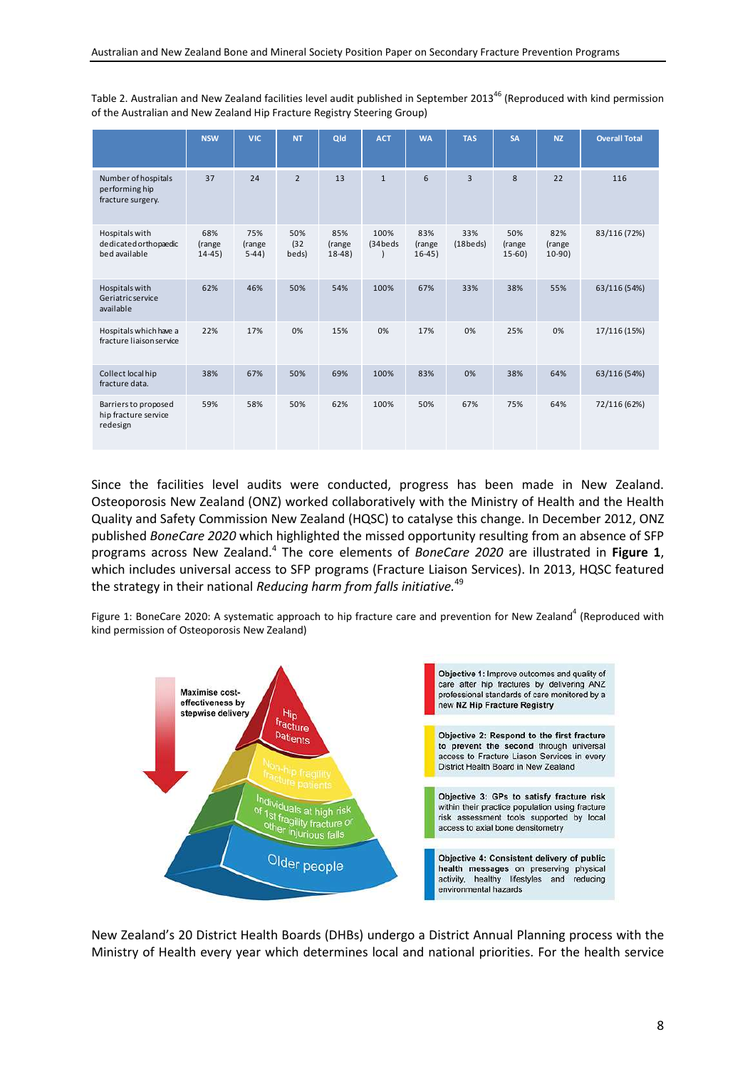Table 2. Australian and New Zealand facilities level audit published in September 2013[46] (Reproduced with kind permission of the Australian and New Zealand Hip Fracture Registry Steering Group)

| | NSW | VIC | NT | Qld | ACT | WA | TAS | SA | NZ | Overall Total |
|---|---|---|---|---|---|---|---|---|---|---|
| Number of hospitals performing hip fracture surgery. | 37 | 24 | 2 | 13 | 1 | 6 | 3 | 8 | 22 | 116 |
| Hospitals with dedicated orthopaedic bed available | 68% (range 14-45) | 75% (range 5-44) | 50% (32 beds) | 85% (range 18-48) | 100% (34beds ) | 83% (range 16-45) | 33% (18beds) | 50% (range 15-60) | 82% (range 10-90) | 83/116 (72%) |
| Hospitals with Geriatric service available | 62% | 46% | 50% | 54% | 100% | 67% | 33% | 38% | 55% | 63/116 (54%) |
| Hospitals which have a fracture liaison service | 22% | 17% | 0% | 15% | 0% | 17% | 0% | 25% | 0% | 17/116 (15%) |
| Collect local hip fracture data. | 38% | 67% | 50% | 69% | 100% | 83% | 0% | 38% | 64% | 63/116 (54%) |
| Barriers to proposed hip fracture service redesign | 59% | 58% | 50% | 62% | 100% | 50% | 67% | 75% | 64% | 72/116 (62%) |

Since the facilities level audits were conducted, progress has been made in New Zealand. Osteoporosis New Zealand (ONZ) worked collaboratively with the Ministry of Health and the Health Quality and Safety Commission New Zealand (HQSC) to catalyse this change. In December 2012, ONZ published *BoneCare 2020* which highlighted the missed opportunity resulting from an absence of SFP programs across New Zealand.[4] The core elements of *BoneCare 2020* are illustrated in **Figure 1**, which includes universal access to SFP programs (Fracture Liaison Services). In 2013, HQSC featured the strategy in their national *Reducing harm from falls initiative.*[49]

Figure 1: BoneCare 2020: A systematic approach to hip fracture care and prevention for New Zealand[4] (Reproduced with kind permission of Osteoporosis New Zealand)

Maximise cost-effectiveness by stepwise delivery

Hip fracture Patients

Non-hip fragility fracture patients

Individuals at high risk of 1st fragility fracture or other injurious falls

Older people

**Objective 1:** Improve outcomes and quality of care after hip fractures by delivering ANZ professional standards of care monitored by a new **NZ Hip Fracture Registry**

**Objective 2: Respond to the first fracture to prevent the second** through universal access to Fracture Liason Services in every District Health Board in New Zealand

**Objective 3:** GPs to satisfy fracture risk within their practice population using fracture risk assessment tools supported by local access to axial bone densitometry

**Objective 4: Consistent delivery of public health messages** on preserving physical activity, healthy lifestyles and reducing environmental hazards

New Zealand's 20 District Health Boards (DHBs) undergo a District Annual Planning process with the Ministry of Health every year which determines local and national priorities. For the health service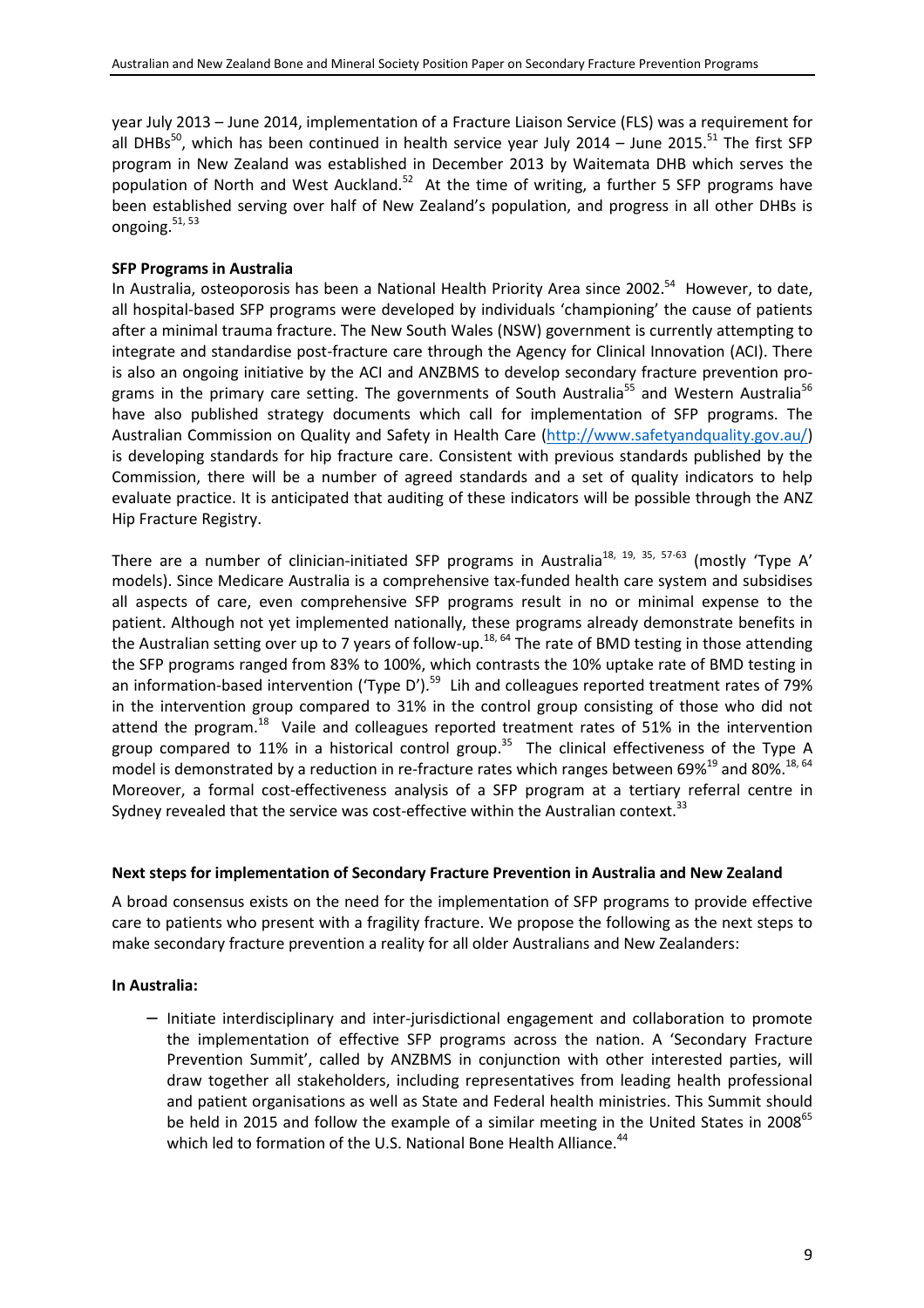year July 2013 – June 2014, implementation of a Fracture Liaison Service (FLS) was a requirement for all DHBs[50], which has been continued in health service year July 2014 – June 2015.[51] The first SFP program in New Zealand was established in December 2013 by Waitemata DHB which serves the population of North and West Auckland.[52] At the time of writing, a further 5 SFP programs have been established serving over half of New Zealand's population, and progress in all other DHBs is ongoing.[51, 53]

**SFP Programs in Australia**

In Australia, osteoporosis has been a National Health Priority Area since 2002.[54] However, to date, all hospital-based SFP programs were developed by individuals 'championing' the cause of patients after a minimal trauma fracture. The New South Wales (NSW) government is currently attempting to integrate and standardise post-fracture care through the Agency for Clinical Innovation (ACI). There is also an ongoing initiative by the ACI and ANZBMS to develop secondary fracture prevention programs in the primary care setting. The governments of South Australia[55] and Western Australia[56] have also published strategy documents which call for implementation of SFP programs. The Australian Commission on Quality and Safety in Health Care (http://www.safetyandquality.gov.au/) is developing standards for hip fracture care. Consistent with previous standards published by the Commission, there will be a number of agreed standards and a set of quality indicators to help evaluate practice. It is anticipated that auditing of these indicators will be possible through the ANZ Hip Fracture Registry.

There are a number of clinician-initiated SFP programs in Australia[18, 19, 35, 57-63] (mostly 'Type A' models). Since Medicare Australia is a comprehensive tax-funded health care system and subsidises all aspects of care, even comprehensive SFP programs result in no or minimal expense to the patient. Although not yet implemented nationally, these programs already demonstrate benefits in the Australian setting over up to 7 years of follow-up.[18, 64] The rate of BMD testing in those attending the SFP programs ranged from 83% to 100%, which contrasts the 10% uptake rate of BMD testing in an information-based intervention ('Type D').[59] Lih and colleagues reported treatment rates of 79% in the intervention group compared to 31% in the control group consisting of those who did not attend the program.[18] Vaile and colleagues reported treatment rates of 51% in the intervention group compared to 11% in a historical control group.[35] The clinical effectiveness of the Type A model is demonstrated by a reduction in re-fracture rates which ranges between 69%[19] and 80%.[18, 64] Moreover, a formal cost-effectiveness analysis of a SFP program at a tertiary referral centre in Sydney revealed that the service was cost-effective within the Australian context.[33]

**Next steps for implementation of Secondary Fracture Prevention in Australia and New Zealand**

A broad consensus exists on the need for the implementation of SFP programs to provide effective care to patients who present with a fragility fracture. We propose the following as the next steps to make secondary fracture prevention a reality for all older Australians and New Zealanders:

**In Australia:**

- Initiate interdisciplinary and inter-jurisdictional engagement and collaboration to promote the implementation of effective SFP programs across the nation. A 'Secondary Fracture Prevention Summit', called by ANZBMS in conjunction with other interested parties, will draw together all stakeholders, including representatives from leading health professional and patient organisations as well as State and Federal health ministries. This Summit should be held in 2015 and follow the example of a similar meeting in the United States in 2008[65] which led to formation of the U.S. National Bone Health Alliance.[44]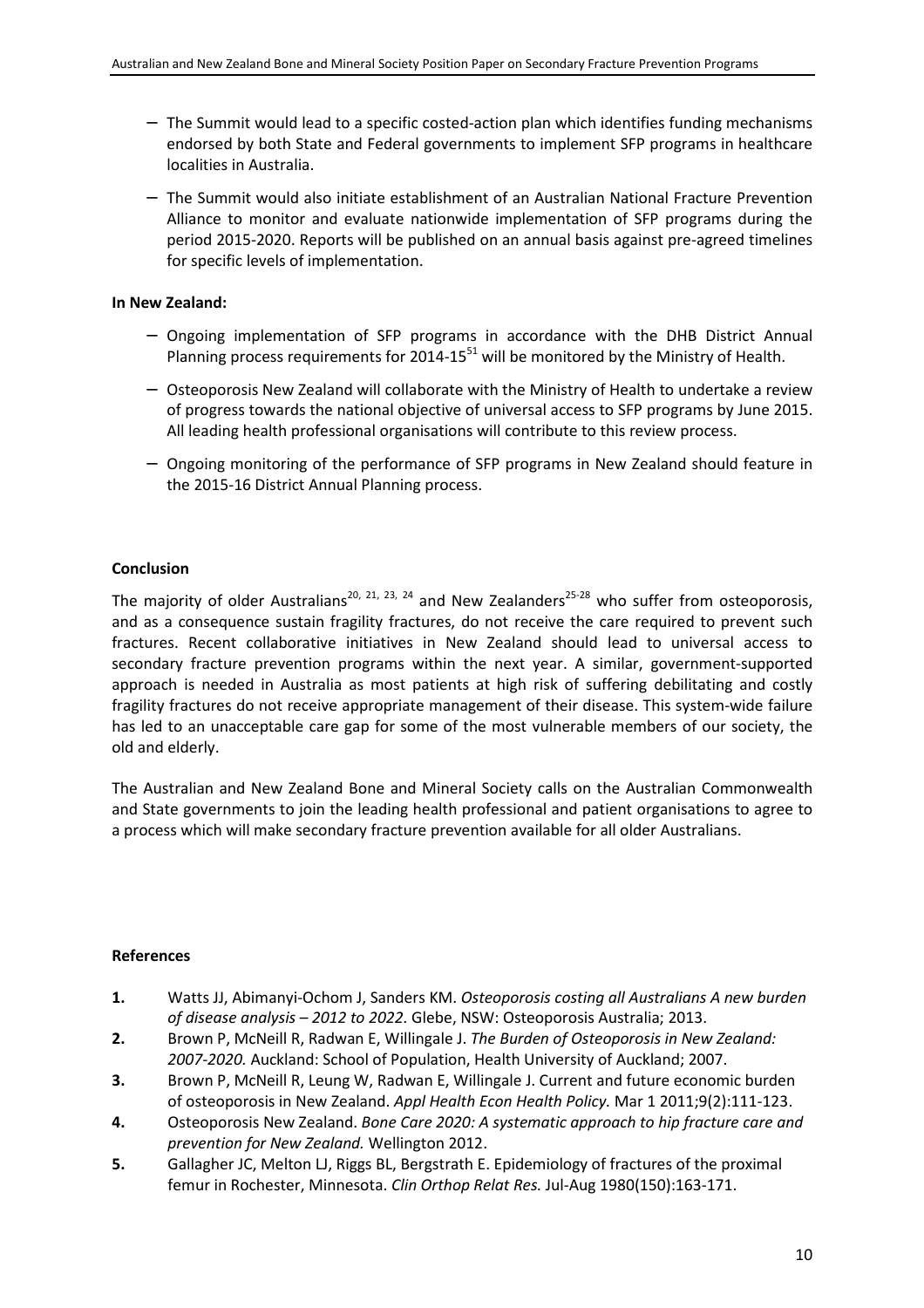- The Summit would lead to a specific costed-action plan which identifies funding mechanisms endorsed by both State and Federal governments to implement SFP programs in healthcare localities in Australia.
- The Summit would also initiate establishment of an Australian National Fracture Prevention Alliance to monitor and evaluate nationwide implementation of SFP programs during the period 2015-2020. Reports will be published on an annual basis against pre-agreed timelines for specific levels of implementation.

**In New Zealand:**

- Ongoing implementation of SFP programs in accordance with the DHB District Annual Planning process requirements for 2014-15[51] will be monitored by the Ministry of Health.
- Osteoporosis New Zealand will collaborate with the Ministry of Health to undertake a review of progress towards the national objective of universal access to SFP programs by June 2015. All leading health professional organisations will contribute to this review process.
- Ongoing monitoring of the performance of SFP programs in New Zealand should feature in the 2015-16 District Annual Planning process.

**Conclusion**

The majority of older Australians[20, 21, 23, 24] and New Zealanders[25-28] who suffer from osteoporosis, and as a consequence sustain fragility fractures, do not receive the care required to prevent such fractures. Recent collaborative initiatives in New Zealand should lead to universal access to secondary fracture prevention programs within the next year. A similar, government-supported approach is needed in Australia as most patients at high risk of suffering debilitating and costly fragility fractures do not receive appropriate management of their disease. This system-wide failure has led to an unacceptable care gap for some of the most vulnerable members of our society, the old and elderly.

The Australian and New Zealand Bone and Mineral Society calls on the Australian Commonwealth and State governments to join the leading health professional and patient organisations to agree to a process which will make secondary fracture prevention available for all older Australians.

**References**

1. Watts JJ, Abimanyi-Ochom J, Sanders KM. *Osteoporosis costing all Australians A new burden of disease analysis – 2012 to 2022.* Glebe, NSW: Osteoporosis Australia; 2013.
2. Brown P, McNeill R, Radwan E, Willingale J. *The Burden of Osteoporosis in New Zealand: 2007-2020.* Auckland: School of Population, Health University of Auckland; 2007.
3. Brown P, McNeill R, Leung W, Radwan E, Willingale J. Current and future economic burden of osteoporosis in New Zealand. *Appl Health Econ Health Policy.* Mar 1 2011;9(2):111-123.
4. Osteoporosis New Zealand. *Bone Care 2020: A systematic approach to hip fracture care and prevention for New Zealand.* Wellington 2012.
5. Gallagher JC, Melton LJ, Riggs BL, Bergstrath E. Epidemiology of fractures of the proximal femur in Rochester, Minnesota. *Clin Orthop Relat Res.* Jul-Aug 1980(150):163-171.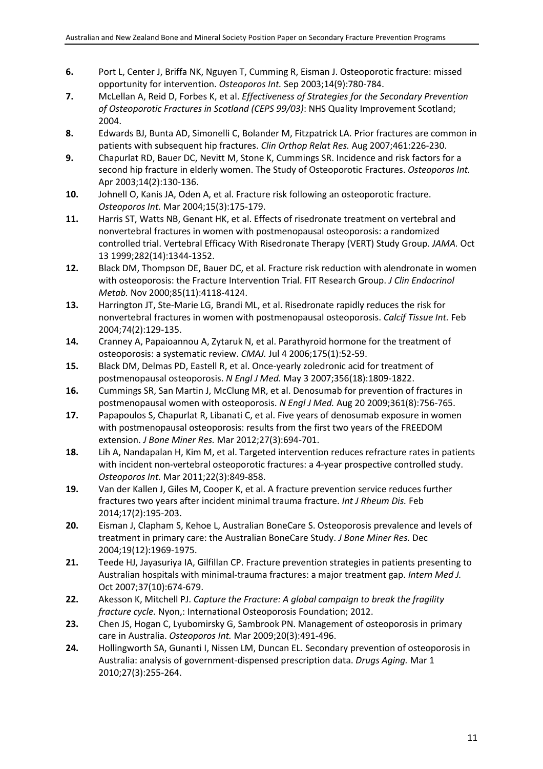6. Port L, Center J, Briffa NK, Nguyen T, Cumming R, Eisman J. Osteoporotic fracture: missed opportunity for intervention. *Osteoporos Int.* Sep 2003;14(9):780-784.
7. McLellan A, Reid D, Forbes K, et al. *Effectiveness of Strategies for the Secondary Prevention of Osteoporotic Fractures in Scotland (CEPS 99/03)*: NHS Quality Improvement Scotland; 2004.
8. Edwards BJ, Bunta AD, Simonelli C, Bolander M, Fitzpatrick LA. Prior fractures are common in patients with subsequent hip fractures. *Clin Orthop Relat Res.* Aug 2007;461:226-230.
9. Chapurlat RD, Bauer DC, Nevitt M, Stone K, Cummings SR. Incidence and risk factors for a second hip fracture in elderly women. The Study of Osteoporotic Fractures. *Osteoporos Int.* Apr 2003;14(2):130-136.
10. Johnell O, Kanis JA, Oden A, et al. Fracture risk following an osteoporotic fracture. *Osteoporos Int.* Mar 2004;15(3):175-179.
11. Harris ST, Watts NB, Genant HK, et al. Effects of risedronate treatment on vertebral and nonvertebral fractures in women with postmenopausal osteoporosis: a randomized controlled trial. Vertebral Efficacy With Risedronate Therapy (VERT) Study Group. *JAMA.* Oct 13 1999;282(14):1344-1352.
12. Black DM, Thompson DE, Bauer DC, et al. Fracture risk reduction with alendronate in women with osteoporosis: the Fracture Intervention Trial. FIT Research Group. *J Clin Endocrinol Metab.* Nov 2000;85(11):4118-4124.
13. Harrington JT, Ste-Marie LG, Brandi ML, et al. Risedronate rapidly reduces the risk for nonvertebral fractures in women with postmenopausal osteoporosis. *Calcif Tissue Int.* Feb 2004;74(2):129-135.
14. Cranney A, Papaioannou A, Zytaruk N, et al. Parathyroid hormone for the treatment of osteoporosis: a systematic review. *CMAJ.* Jul 4 2006;175(1):52-59.
15. Black DM, Delmas PD, Eastell R, et al. Once-yearly zoledronic acid for treatment of postmenopausal osteoporosis. *N Engl J Med.* May 3 2007;356(18):1809-1822.
16. Cummings SR, San Martin J, McClung MR, et al. Denosumab for prevention of fractures in postmenopausal women with osteoporosis. *N Engl J Med.* Aug 20 2009;361(8):756-765.
17. Papapoulos S, Chapurlat R, Libanati C, et al. Five years of denosumab exposure in women with postmenopausal osteoporosis: results from the first two years of the FREEDOM extension. *J Bone Miner Res.* Mar 2012;27(3):694-701.
18. Lih A, Nandapalan H, Kim M, et al. Targeted intervention reduces refracture rates in patients with incident non-vertebral osteoporotic fractures: a 4-year prospective controlled study. *Osteoporos Int.* Mar 2011;22(3):849-858.
19. Van der Kallen J, Giles M, Cooper K, et al. A fracture prevention service reduces further fractures two years after incident minimal trauma fracture. *Int J Rheum Dis.* Feb 2014;17(2):195-203.
20. Eisman J, Clapham S, Kehoe L, Australian BoneCare S. Osteoporosis prevalence and levels of treatment in primary care: the Australian BoneCare Study. *J Bone Miner Res.* Dec 2004;19(12):1969-1975.
21. Teede HJ, Jayasuriya IA, Gilfillan CP. Fracture prevention strategies in patients presenting to Australian hospitals with minimal-trauma fractures: a major treatment gap. *Intern Med J.* Oct 2007;37(10):674-679.
22. Akesson K, Mitchell PJ. *Capture the Fracture: A global campaign to break the fragility fracture cycle.* Nyon,: International Osteoporosis Foundation; 2012.
23. Chen JS, Hogan C, Lyubomirsky G, Sambrook PN. Management of osteoporosis in primary care in Australia. *Osteoporos Int.* Mar 2009;20(3):491-496.
24. Hollingworth SA, Gunanti I, Nissen LM, Duncan EL. Secondary prevention of osteoporosis in Australia: analysis of government-dispensed prescription data. *Drugs Aging.* Mar 1 2010;27(3):255-264.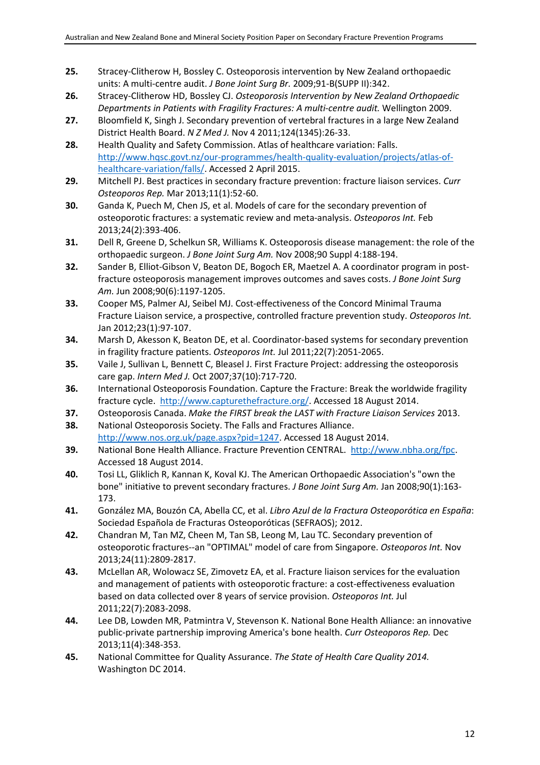**25.** Stracey-Clitherow H, Bossley C. Osteoporosis intervention by New Zealand orthopaedic units: A multi-centre audit. *J Bone Joint Surg Br.* 2009;91-B(SUPP II):342.

**26.** Stracey-Clitherow HD, Bossley CJ. *Osteoporosis Intervention by New Zealand Orthopaedic Departments in Patients with Fragility Fractures: A multi-centre audit.* Wellington 2009.

**27.** Bloomfield K, Singh J. Secondary prevention of vertebral fractures in a large New Zealand District Health Board. *N Z Med J.* Nov 4 2011;124(1345):26-33.

**28.** Health Quality and Safety Commission. Atlas of healthcare variation: Falls. [http://www.hqsc.govt.nz/our-programmes/health-quality-evaluation/projects/atlas-of-healthcare-variation/falls/](http://www.hqsc.govt.nz/our-programmes/health-quality-evaluation/projects/atlas-of-healthcare-variation/falls/). Accessed 2 April 2015.

**29.** Mitchell PJ. Best practices in secondary fracture prevention: fracture liaison services. *Curr Osteoporos Rep.* Mar 2013;11(1):52-60.

**30.** Ganda K, Puech M, Chen JS, et al. Models of care for the secondary prevention of osteoporotic fractures: a systematic review and meta-analysis. *Osteoporos Int.* Feb 2013;24(2):393-406.

**31.** Dell R, Greene D, Schelkun SR, Williams K. Osteoporosis disease management: the role of the orthopaedic surgeon. *J Bone Joint Surg Am.* Nov 2008;90 Suppl 4:188-194.

**32.** Sander B, Elliot-Gibson V, Beaton DE, Bogoch ER, Maetzel A. A coordinator program in post-fracture osteoporosis management improves outcomes and saves costs. *J Bone Joint Surg Am.* Jun 2008;90(6):1197-1205.

**33.** Cooper MS, Palmer AJ, Seibel MJ. Cost-effectiveness of the Concord Minimal Trauma Fracture Liaison service, a prospective, controlled fracture prevention study. *Osteoporos Int.* Jan 2012;23(1):97-107.

**34.** Marsh D, Akesson K, Beaton DE, et al. Coordinator-based systems for secondary prevention in fragility fracture patients. *Osteoporos Int.* Jul 2011;22(7):2051-2065.

**35.** Vaile J, Sullivan L, Bennett C, Bleasel J. First Fracture Project: addressing the osteoporosis care gap. *Intern Med J.* Oct 2007;37(10):717-720.

**36.** International Osteoporosis Foundation. Capture the Fracture: Break the worldwide fragility fracture cycle. [http://www.capturethefracture.org/](http://www.capturethefracture.org/). Accessed 18 August 2014.

**37.** Osteoporosis Canada. *Make the FIRST break the LAST with Fracture Liaison Services* 2013.

**38.** National Osteoporosis Society. The Falls and Fractures Alliance. [http://www.nos.org.uk/page.aspx?pid=1247](http://www.nos.org.uk/page.aspx?pid=1247). Accessed 18 August 2014.

**39.** National Bone Health Alliance. Fracture Prevention CENTRAL. [http://www.nbha.org/fpc](http://www.nbha.org/fpc). Accessed 18 August 2014.

**40.** Tosi LL, Gliklich R, Kannan K, Koval KJ. The American Orthopaedic Association's "own the bone" initiative to prevent secondary fractures. *J Bone Joint Surg Am.* Jan 2008;90(1):163-173.

**41.** González MA, Bouzón CA, Abella CC, et al. *Libro Azul de la Fractura Osteoporótica en España*: Sociedad Española de Fracturas Osteoporóticas (SEFRAOS); 2012.

**42.** Chandran M, Tan MZ, Cheen M, Tan SB, Leong M, Lau TC. Secondary prevention of osteoporotic fractures--an "OPTIMAL" model of care from Singapore. *Osteoporos Int.* Nov 2013;24(11):2809-2817.

**43.** McLellan AR, Wolowacz SE, Zimovetz EA, et al. Fracture liaison services for the evaluation and management of patients with osteoporotic fracture: a cost-effectiveness evaluation based on data collected over 8 years of service provision. *Osteoporos Int.* Jul 2011;22(7):2083-2098.

**44.** Lee DB, Lowden MR, Patmintra V, Stevenson K. National Bone Health Alliance: an innovative public-private partnership improving America's bone health. *Curr Osteoporos Rep.* Dec 2013;11(4):348-353.

**45.** National Committee for Quality Assurance. *The State of Health Care Quality 2014.* Washington DC 2014.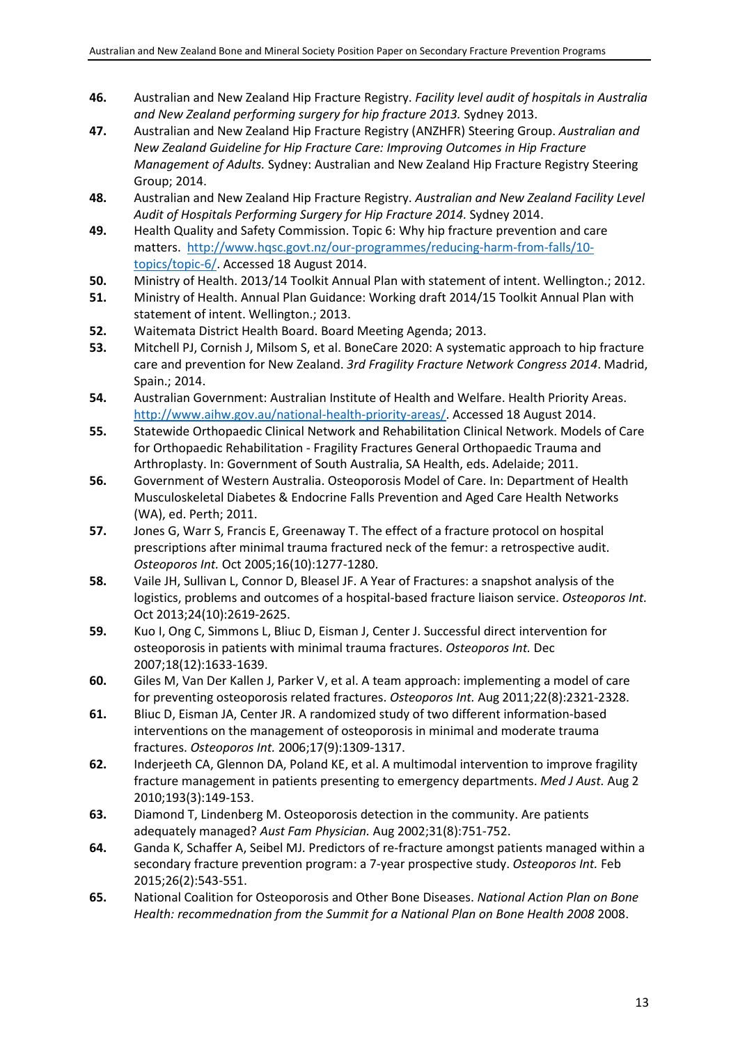**46.** Australian and New Zealand Hip Fracture Registry. *Facility level audit of hospitals in Australia and New Zealand performing surgery for hip fracture 2013.* Sydney 2013.

**47.** Australian and New Zealand Hip Fracture Registry (ANZHFR) Steering Group. *Australian and New Zealand Guideline for Hip Fracture Care: Improving Outcomes in Hip Fracture Management of Adults.* Sydney: Australian and New Zealand Hip Fracture Registry Steering Group; 2014.

**48.** Australian and New Zealand Hip Fracture Registry. *Australian and New Zealand Facility Level Audit of Hospitals Performing Surgery for Hip Fracture 2014.* Sydney 2014.

**49.** Health Quality and Safety Commission. Topic 6: Why hip fracture prevention and care matters. http://www.hqsc.govt.nz/our-programmes/reducing-harm-from-falls/10-topics/topic-6/. Accessed 18 August 2014.

**50.** Ministry of Health. 2013/14 Toolkit Annual Plan with statement of intent. Wellington.; 2012.

**51.** Ministry of Health. Annual Plan Guidance: Working draft 2014/15 Toolkit Annual Plan with statement of intent. Wellington.; 2013.

**52.** Waitemata District Health Board. Board Meeting Agenda; 2013.

**53.** Mitchell PJ, Cornish J, Milsom S, et al. BoneCare 2020: A systematic approach to hip fracture care and prevention for New Zealand. *3rd Fragility Fracture Network Congress 2014*. Madrid, Spain.; 2014.

**54.** Australian Government: Australian Institute of Health and Welfare. Health Priority Areas. http://www.aihw.gov.au/national-health-priority-areas/. Accessed 18 August 2014.

**55.** Statewide Orthopaedic Clinical Network and Rehabilitation Clinical Network. Models of Care for Orthopaedic Rehabilitation - Fragility Fractures General Orthopaedic Trauma and Arthroplasty. In: Government of South Australia, SA Health, eds. Adelaide; 2011.

**56.** Government of Western Australia. Osteoporosis Model of Care. In: Department of Health Musculoskeletal Diabetes & Endocrine Falls Prevention and Aged Care Health Networks (WA), ed. Perth; 2011.

**57.** Jones G, Warr S, Francis E, Greenaway T. The effect of a fracture protocol on hospital prescriptions after minimal trauma fractured neck of the femur: a retrospective audit. *Osteoporos Int.* Oct 2005;16(10):1277-1280.

**58.** Vaile JH, Sullivan L, Connor D, Bleasel JF. A Year of Fractures: a snapshot analysis of the logistics, problems and outcomes of a hospital-based fracture liaison service. *Osteoporos Int.* Oct 2013;24(10):2619-2625.

**59.** Kuo I, Ong C, Simmons L, Bliuc D, Eisman J, Center J. Successful direct intervention for osteoporosis in patients with minimal trauma fractures. *Osteoporos Int.* Dec 2007;18(12):1633-1639.

**60.** Giles M, Van Der Kallen J, Parker V, et al. A team approach: implementing a model of care for preventing osteoporosis related fractures. *Osteoporos Int.* Aug 2011;22(8):2321-2328.

**61.** Bliuc D, Eisman JA, Center JR. A randomized study of two different information-based interventions on the management of osteoporosis in minimal and moderate trauma fractures. *Osteoporos Int.* 2006;17(9):1309-1317.

**62.** Inderjeeth CA, Glennon DA, Poland KE, et al. A multimodal intervention to improve fragility fracture management in patients presenting to emergency departments. *Med J Aust.* Aug 2 2010;193(3):149-153.

**63.** Diamond T, Lindenberg M. Osteoporosis detection in the community. Are patients adequately managed? *Aust Fam Physician.* Aug 2002;31(8):751-752.

**64.** Ganda K, Schaffer A, Seibel MJ. Predictors of re-fracture amongst patients managed within a secondary fracture prevention program: a 7-year prospective study. *Osteoporos Int.* Feb 2015;26(2):543-551.

**65.** National Coalition for Osteoporosis and Other Bone Diseases. *National Action Plan on Bone Health: recommednation from the Summit for a National Plan on Bone Health 2008* 2008.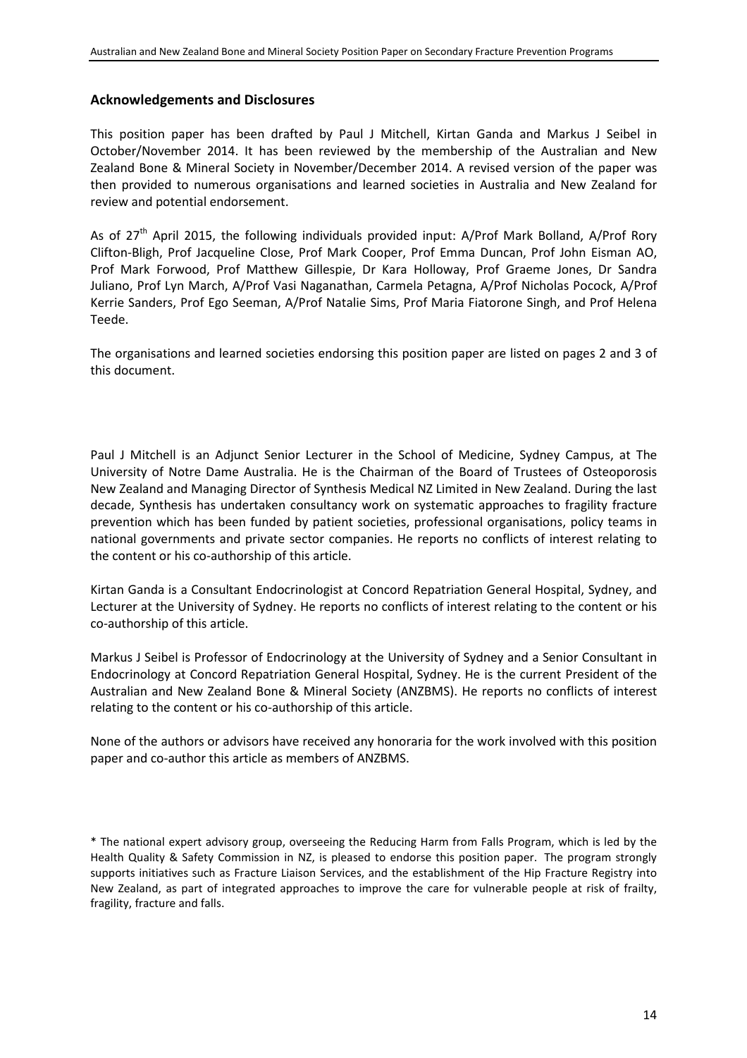## Acknowledgements and Disclosures

This position paper has been drafted by Paul J Mitchell, Kirtan Ganda and Markus J Seibel in October/November 2014. It has been reviewed by the membership of the Australian and New Zealand Bone & Mineral Society in November/December 2014. A revised version of the paper was then provided to numerous organisations and learned societies in Australia and New Zealand for review and potential endorsement.

As of 27th April 2015, the following individuals provided input: A/Prof Mark Bolland, A/Prof Rory Clifton-Bligh, Prof Jacqueline Close, Prof Mark Cooper, Prof Emma Duncan, Prof John Eisman AO, Prof Mark Forwood, Prof Matthew Gillespie, Dr Kara Holloway, Prof Graeme Jones, Dr Sandra Juliano, Prof Lyn March, A/Prof Vasi Naganathan, Carmela Petagna, A/Prof Nicholas Pocock, A/Prof Kerrie Sanders, Prof Ego Seeman, A/Prof Natalie Sims, Prof Maria Fiatorone Singh, and Prof Helena Teede.

The organisations and learned societies endorsing this position paper are listed on pages 2 and 3 of this document.

Paul J Mitchell is an Adjunct Senior Lecturer in the School of Medicine, Sydney Campus, at The University of Notre Dame Australia. He is the Chairman of the Board of Trustees of Osteoporosis New Zealand and Managing Director of Synthesis Medical NZ Limited in New Zealand. During the last decade, Synthesis has undertaken consultancy work on systematic approaches to fragility fracture prevention which has been funded by patient societies, professional organisations, policy teams in national governments and private sector companies. He reports no conflicts of interest relating to the content or his co-authorship of this article.

Kirtan Ganda is a Consultant Endocrinologist at Concord Repatriation General Hospital, Sydney, and Lecturer at the University of Sydney. He reports no conflicts of interest relating to the content or his co-authorship of this article.

Markus J Seibel is Professor of Endocrinology at the University of Sydney and a Senior Consultant in Endocrinology at Concord Repatriation General Hospital, Sydney. He is the current President of the Australian and New Zealand Bone & Mineral Society (ANZBMS). He reports no conflicts of interest relating to the content or his co-authorship of this article.

None of the authors or advisors have received any honoraria for the work involved with this position paper and co-author this article as members of ANZBMS.

* The national expert advisory group, overseeing the Reducing Harm from Falls Program, which is led by the Health Quality & Safety Commission in NZ, is pleased to endorse this position paper. The program strongly supports initiatives such as Fracture Liaison Services, and the establishment of the Hip Fracture Registry into New Zealand, as part of integrated approaches to improve the care for vulnerable people at risk of frailty, fragility, fracture and falls.